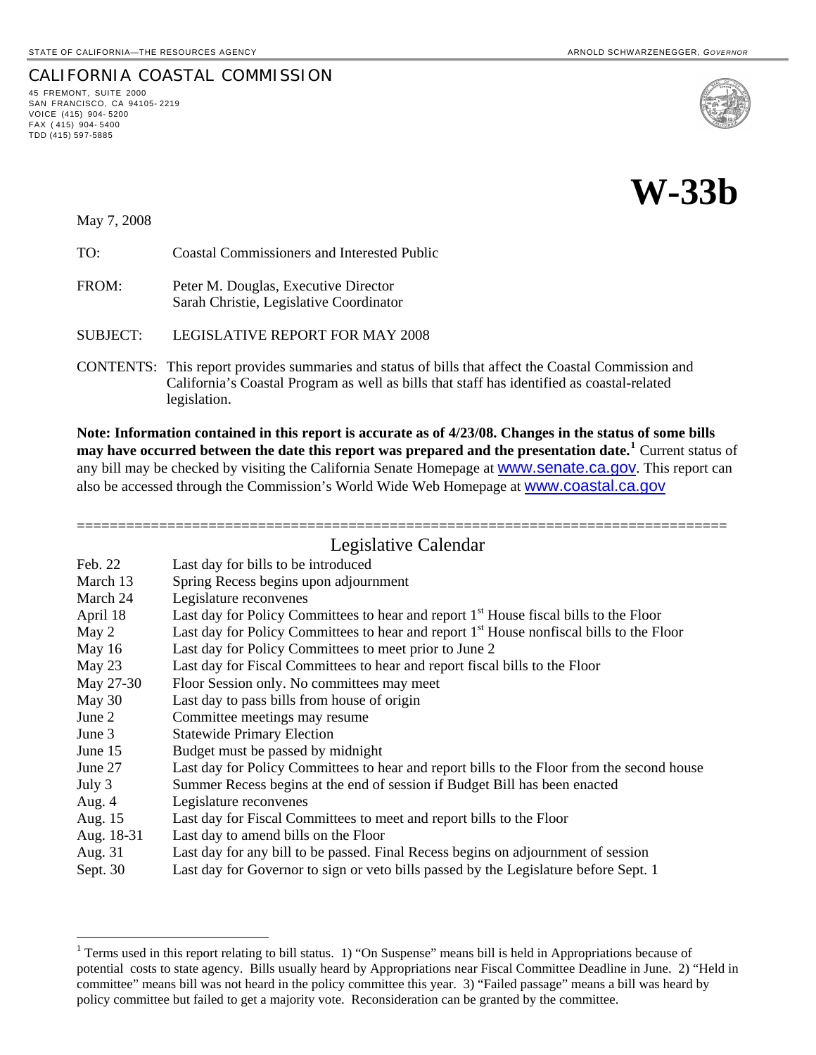STATE OF CALIFORNIA—THE RESOURCES AGENCY ARNOLD SCHWARZENEGGER, *GOVERNOR*

CALIFORNIA COASTAL COMMISSION
45 FREMONT, SUITE 2000
SAN FRANCISCO, CA 94105-2219
VOICE (415) 904-5200
FAX (415) 904-5400
TDD (415) 597-5885

# W-33b

May 7, 2008

TO: Coastal Commissioners and Interested Public

FROM: Peter M. Douglas, Executive Director
Sarah Christie, Legislative Coordinator

SUBJECT: LEGISLATIVE REPORT FOR MAY 2008

CONTENTS: This report provides summaries and status of bills that affect the Coastal Commission and California's Coastal Program as well as bills that staff has identified as coastal-related legislation.

**Note: Information contained in this report is accurate as of 4/23/08. Changes in the status of some bills may have occurred between the date this report was prepared and the presentation date.[1]** Current status of any bill may be checked by visiting the California Senate Homepage at www.senate.ca.gov. This report can also be accessed through the Commission's World Wide Web Homepage at www.coastal.ca.gov

## Legislative Calendar

| | |
|---|---|
| Feb. 22 | Last day for bills to be introduced |
| March 13 | Spring Recess begins upon adjournment |
| March 24 | Legislature reconvenes |
| April 18 | Last day for Policy Committees to hear and report 1st House fiscal bills to the Floor |
| May 2 | Last day for Policy Committees to hear and report 1st House nonfiscal bills to the Floor |
| May 16 | Last day for Policy Committees to meet prior to June 2 |
| May 23 | Last day for Fiscal Committees to hear and report fiscal bills to the Floor |
| May 27-30 | Floor Session only. No committees may meet |
| May 30 | Last day to pass bills from house of origin |
| June 2 | Committee meetings may resume |
| June 3 | Statewide Primary Election |
| June 15 | Budget must be passed by midnight |
| June 27 | Last day for Policy Committees to hear and report bills to the Floor from the second house |
| July 3 | Summer Recess begins at the end of session if Budget Bill has been enacted |
| Aug. 4 | Legislature reconvenes |
| Aug. 15 | Last day for Fiscal Committees to meet and report bills to the Floor |
| Aug. 18-31 | Last day to amend bills on the Floor |
| Aug. 31 | Last day for any bill to be passed. Final Recess begins on adjournment of session |
| Sept. 30 | Last day for Governor to sign or veto bills passed by the Legislature before Sept. 1 |

[1] Terms used in this report relating to bill status. 1) "On Suspense" means bill is held in Appropriations because of potential costs to state agency. Bills usually heard by Appropriations near Fiscal Committee Deadline in June. 2) "Held in committee" means bill was not heard in the policy committee this year. 3) "Failed passage" means a bill was heard by policy committee but failed to get a majority vote. Reconsideration can be granted by the committee.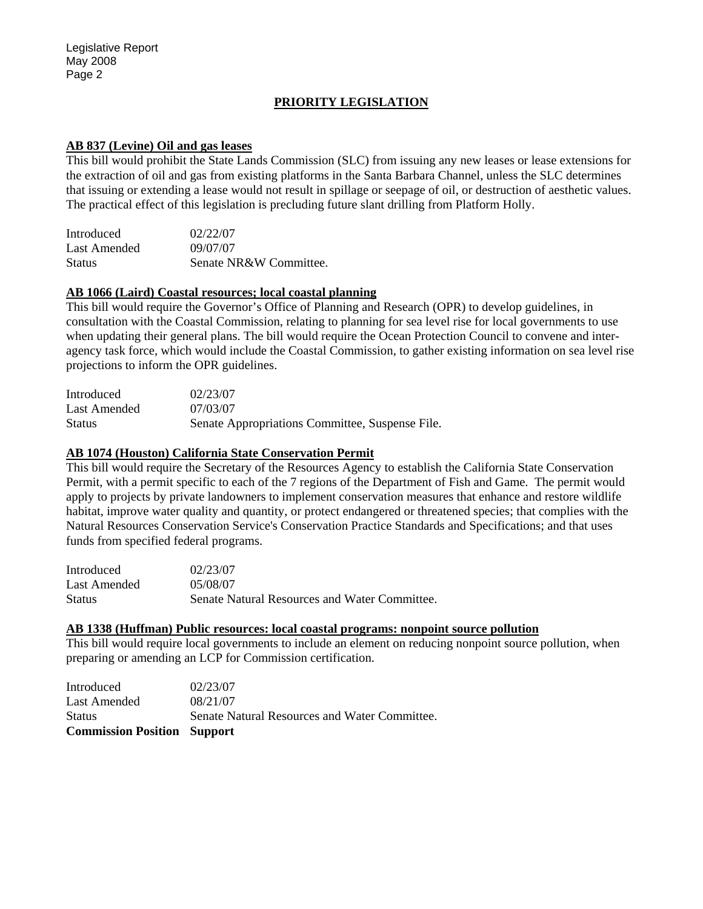## PRIORITY LEGISLATION

### AB 837 (Levine) Oil and gas leases

This bill would prohibit the State Lands Commission (SLC) from issuing any new leases or lease extensions for the extraction of oil and gas from existing platforms in the Santa Barbara Channel, unless the SLC determines that issuing or extending a lease would not result in spillage or seepage of oil, or destruction of aesthetic values. The practical effect of this legislation is precluding future slant drilling from Platform Holly.

| | |
|---|---|
| Introduced | 02/22/07 |
| Last Amended | 09/07/07 |
| Status | Senate NR&W Committee. |

### AB 1066 (Laird) Coastal resources; local coastal planning

This bill would require the Governor's Office of Planning and Research (OPR) to develop guidelines, in consultation with the Coastal Commission, relating to planning for sea level rise for local governments to use when updating their general plans. The bill would require the Ocean Protection Council to convene and inter-agency task force, which would include the Coastal Commission, to gather existing information on sea level rise projections to inform the OPR guidelines.

| | |
|---|---|
| Introduced | 02/23/07 |
| Last Amended | 07/03/07 |
| Status | Senate Appropriations Committee, Suspense File. |

### AB 1074 (Houston) California State Conservation Permit

This bill would require the Secretary of the Resources Agency to establish the California State Conservation Permit, with a permit specific to each of the 7 regions of the Department of Fish and Game. The permit would apply to projects by private landowners to implement conservation measures that enhance and restore wildlife habitat, improve water quality and quantity, or protect endangered or threatened species; that complies with the Natural Resources Conservation Service's Conservation Practice Standards and Specifications; and that uses funds from specified federal programs.

| | |
|---|---|
| Introduced | 02/23/07 |
| Last Amended | 05/08/07 |
| Status | Senate Natural Resources and Water Committee. |

### AB 1338 (Huffman) Public resources: local coastal programs: nonpoint source pollution

This bill would require local governments to include an element on reducing nonpoint source pollution, when preparing or amending an LCP for Commission certification.

| | |
|---|---|
| Introduced | 02/23/07 |
| Last Amended | 08/21/07 |
| Status | Senate Natural Resources and Water Committee. |
| **Commission Position** | **Support** |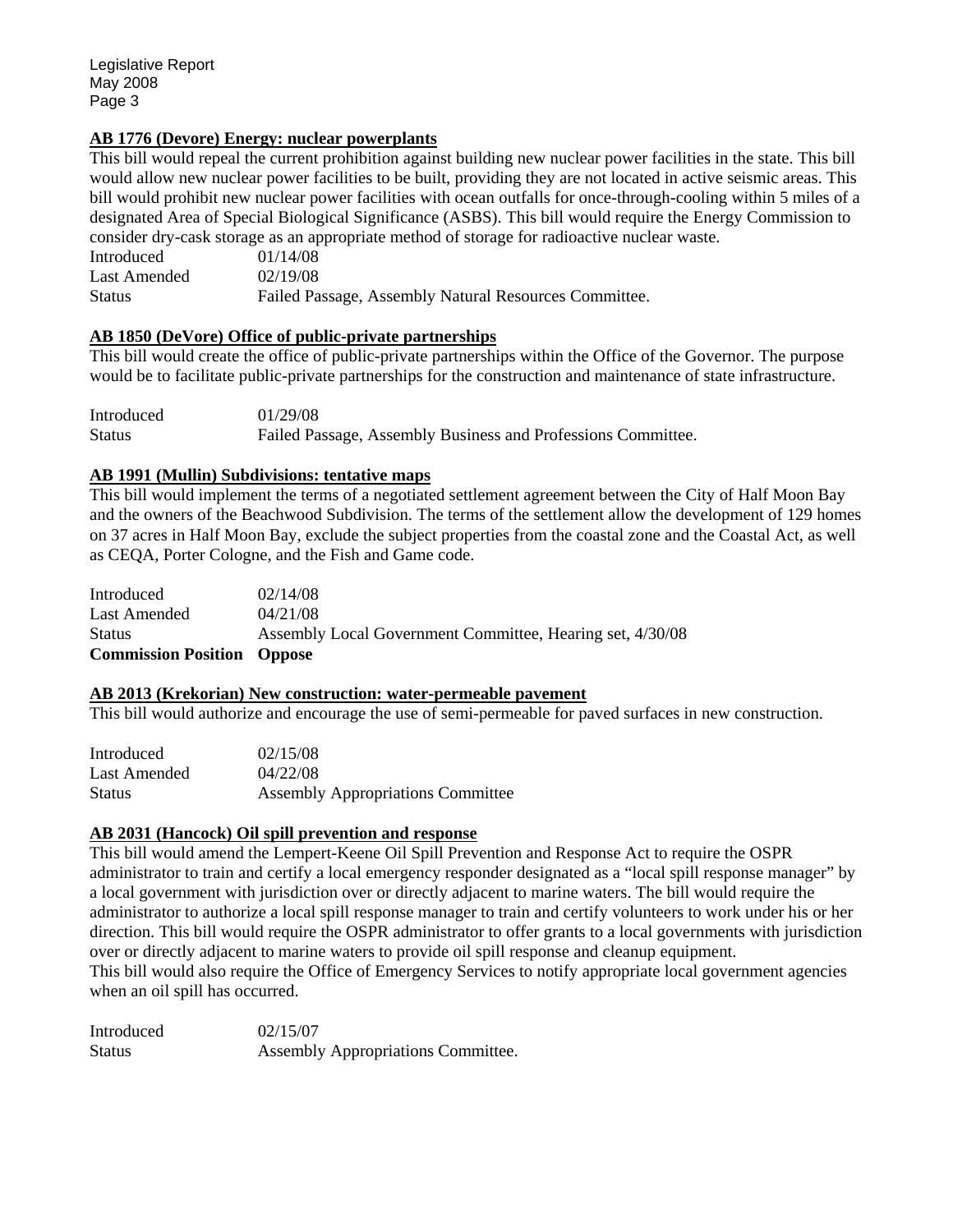**AB 1776 (Devore) Energy: nuclear powerplants**

This bill would repeal the current prohibition against building new nuclear power facilities in the state. This bill would allow new nuclear power facilities to be built, providing they are not located in active seismic areas. This bill would prohibit new nuclear power facilities with ocean outfalls for once-through-cooling within 5 miles of a designated Area of Special Biological Significance (ASBS). This bill would require the Energy Commission to consider dry-cask storage as an appropriate method of storage for radioactive nuclear waste.

| | |
|---|---|
| Introduced | 01/14/08 |
| Last Amended | 02/19/08 |
| Status | Failed Passage, Assembly Natural Resources Committee. |

**AB 1850 (DeVore) Office of public-private partnerships**

This bill would create the office of public-private partnerships within the Office of the Governor. The purpose would be to facilitate public-private partnerships for the construction and maintenance of state infrastructure.

| | |
|---|---|
| Introduced | 01/29/08 |
| Status | Failed Passage, Assembly Business and Professions Committee. |

**AB 1991 (Mullin) Subdivisions: tentative maps**

This bill would implement the terms of a negotiated settlement agreement between the City of Half Moon Bay and the owners of the Beachwood Subdivision. The terms of the settlement allow the development of 129 homes on 37 acres in Half Moon Bay, exclude the subject properties from the coastal zone and the Coastal Act, as well as CEQA, Porter Cologne, and the Fish and Game code.

| | |
|---|---|
| Introduced | 02/14/08 |
| Last Amended | 04/21/08 |
| Status | Assembly Local Government Committee, Hearing set, 4/30/08 |
| **Commission Position** | **Oppose** |

**AB 2013 (Krekorian) New construction: water-permeable pavement**

This bill would authorize and encourage the use of semi-permeable for paved surfaces in new construction.

| | |
|---|---|
| Introduced | 02/15/08 |
| Last Amended | 04/22/08 |
| Status | Assembly Appropriations Committee |

**AB 2031 (Hancock) Oil spill prevention and response**

This bill would amend the Lempert-Keene Oil Spill Prevention and Response Act to require the OSPR administrator to train and certify a local emergency responder designated as a "local spill response manager" by a local government with jurisdiction over or directly adjacent to marine waters. The bill would require the administrator to authorize a local spill response manager to train and certify volunteers to work under his or her direction. This bill would require the OSPR administrator to offer grants to a local governments with jurisdiction over or directly adjacent to marine waters to provide oil spill response and cleanup equipment.
This bill would also require the Office of Emergency Services to notify appropriate local government agencies when an oil spill has occurred.

| | |
|---|---|
| Introduced | 02/15/07 |
| Status | Assembly Appropriations Committee. |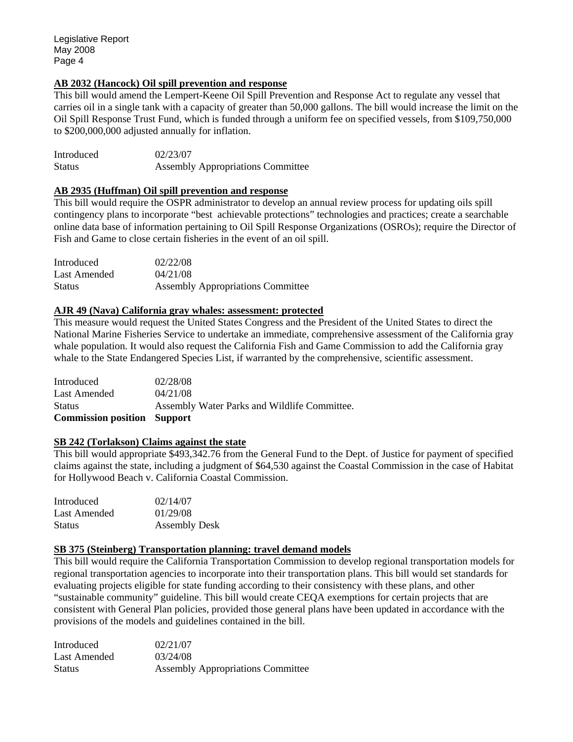**AB 2032 (Hancock) Oil spill prevention and response**

This bill would amend the Lempert-Keene Oil Spill Prevention and Response Act to regulate any vessel that carries oil in a single tank with a capacity of greater than 50,000 gallons. The bill would increase the limit on the Oil Spill Response Trust Fund, which is funded through a uniform fee on specified vessels, from $109,750,000 to $200,000,000 adjusted annually for inflation.

| | |
|---|---|
| Introduced | 02/23/07 |
| Status | Assembly Appropriations Committee |

**AB 2935 (Huffman) Oil spill prevention and response**

This bill would require the OSPR administrator to develop an annual review process for updating oils spill contingency plans to incorporate "best achievable protections" technologies and practices; create a searchable online data base of information pertaining to Oil Spill Response Organizations (OSROs); require the Director of Fish and Game to close certain fisheries in the event of an oil spill.

| | |
|---|---|
| Introduced | 02/22/08 |
| Last Amended | 04/21/08 |
| Status | Assembly Appropriations Committee |

**AJR 49 (Nava) California gray whales: assessment: protected**

This measure would request the United States Congress and the President of the United States to direct the National Marine Fisheries Service to undertake an immediate, comprehensive assessment of the California gray whale population. It would also request the California Fish and Game Commission to add the California gray whale to the State Endangered Species List, if warranted by the comprehensive, scientific assessment.

| | |
|---|---|
| Introduced | 02/28/08 |
| Last Amended | 04/21/08 |
| Status | Assembly Water Parks and Wildlife Committee. |
| **Commission position** | **Support** |

**SB 242 (Torlakson) Claims against the state**

This bill would appropriate $493,342.76 from the General Fund to the Dept. of Justice for payment of specified claims against the state, including a judgment of $64,530 against the Coastal Commission in the case of Habitat for Hollywood Beach v. California Coastal Commission.

| | |
|---|---|
| Introduced | 02/14/07 |
| Last Amended | 01/29/08 |
| Status | Assembly Desk |

**SB 375 (Steinberg) Transportation planning: travel demand models**

This bill would require the California Transportation Commission to develop regional transportation models for regional transportation agencies to incorporate into their transportation plans. This bill would set standards for evaluating projects eligible for state funding according to their consistency with these plans, and other "sustainable community" guideline. This bill would create CEQA exemptions for certain projects that are consistent with General Plan policies, provided those general plans have been updated in accordance with the provisions of the models and guidelines contained in the bill.

| | |
|---|---|
| Introduced | 02/21/07 |
| Last Amended | 03/24/08 |
| Status | Assembly Appropriations Committee |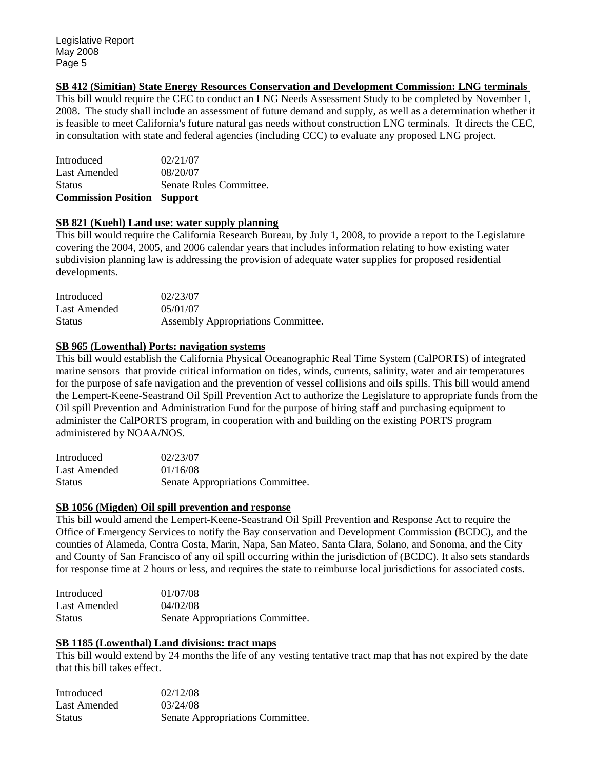**SB 412 (Simitian) State Energy Resources Conservation and Development Commission: LNG terminals**

This bill would require the CEC to conduct an LNG Needs Assessment Study to be completed by November 1, 2008. The study shall include an assessment of future demand and supply, as well as a determination whether it is feasible to meet California's future natural gas needs without construction LNG terminals. It directs the CEC, in consultation with state and federal agencies (including CCC) to evaluate any proposed LNG project.

| | |
|---|---|
| Introduced | 02/21/07 |
| Last Amended | 08/20/07 |
| Status | Senate Rules Committee. |
| **Commission Position** | **Support** |

**SB 821 (Kuehl) Land use: water supply planning**

This bill would require the California Research Bureau, by July 1, 2008, to provide a report to the Legislature covering the 2004, 2005, and 2006 calendar years that includes information relating to how existing water subdivision planning law is addressing the provision of adequate water supplies for proposed residential developments.

| | |
|---|---|
| Introduced | 02/23/07 |
| Last Amended | 05/01/07 |
| Status | Assembly Appropriations Committee. |

**SB 965 (Lowenthal) Ports: navigation systems**

This bill would establish the California Physical Oceanographic Real Time System (CalPORTS) of integrated marine sensors that provide critical information on tides, winds, currents, salinity, water and air temperatures for the purpose of safe navigation and the prevention of vessel collisions and oils spills. This bill would amend the Lempert-Keene-Seastrand Oil Spill Prevention Act to authorize the Legislature to appropriate funds from the Oil spill Prevention and Administration Fund for the purpose of hiring staff and purchasing equipment to administer the CalPORTS program, in cooperation with and building on the existing PORTS program administered by NOAA/NOS.

| | |
|---|---|
| Introduced | 02/23/07 |
| Last Amended | 01/16/08 |
| Status | Senate Appropriations Committee. |

**SB 1056 (Migden) Oil spill prevention and response**

This bill would amend the Lempert-Keene-Seastrand Oil Spill Prevention and Response Act to require the Office of Emergency Services to notify the Bay conservation and Development Commission (BCDC), and the counties of Alameda, Contra Costa, Marin, Napa, San Mateo, Santa Clara, Solano, and Sonoma, and the City and County of San Francisco of any oil spill occurring within the jurisdiction of (BCDC). It also sets standards for response time at 2 hours or less, and requires the state to reimburse local jurisdictions for associated costs.

| | |
|---|---|
| Introduced | 01/07/08 |
| Last Amended | 04/02/08 |
| Status | Senate Appropriations Committee. |

**SB 1185 (Lowenthal) Land divisions: tract maps**

This bill would extend by 24 months the life of any vesting tentative tract map that has not expired by the date that this bill takes effect.

| | |
|---|---|
| Introduced | 02/12/08 |
| Last Amended | 03/24/08 |
| Status | Senate Appropriations Committee. |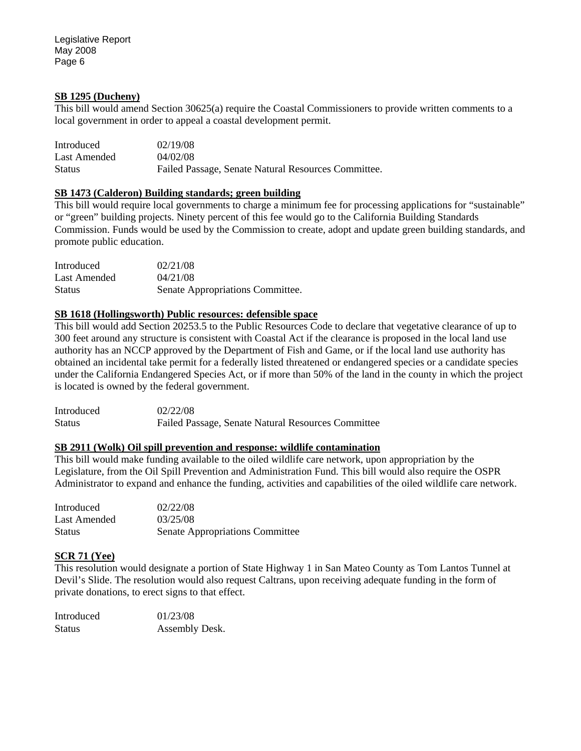**SB 1295 (Ducheny)**

This bill would amend Section 30625(a) require the Coastal Commissioners to provide written comments to a local government in order to appeal a coastal development permit.

| | |
|---|---|
| Introduced | 02/19/08 |
| Last Amended | 04/02/08 |
| Status | Failed Passage, Senate Natural Resources Committee. |

**SB 1473 (Calderon) Building standards; green building**

This bill would require local governments to charge a minimum fee for processing applications for "sustainable" or "green" building projects. Ninety percent of this fee would go to the California Building Standards Commission. Funds would be used by the Commission to create, adopt and update green building standards, and promote public education.

| | |
|---|---|
| Introduced | 02/21/08 |
| Last Amended | 04/21/08 |
| Status | Senate Appropriations Committee. |

**SB 1618 (Hollingsworth) Public resources: defensible space**

This bill would add Section 20253.5 to the Public Resources Code to declare that vegetative clearance of up to 300 feet around any structure is consistent with Coastal Act if the clearance is proposed in the local land use authority has an NCCP approved by the Department of Fish and Game, or if the local land use authority has obtained an incidental take permit for a federally listed threatened or endangered species or a candidate species under the California Endangered Species Act, or if more than 50% of the land in the county in which the project is located is owned by the federal government.

| | |
|---|---|
| Introduced | 02/22/08 |
| Status | Failed Passage, Senate Natural Resources Committee |

**SB 2911 (Wolk) Oil spill prevention and response: wildlife contamination**

This bill would make funding available to the oiled wildlife care network, upon appropriation by the Legislature, from the Oil Spill Prevention and Administration Fund. This bill would also require the OSPR Administrator to expand and enhance the funding, activities and capabilities of the oiled wildlife care network.

| | |
|---|---|
| Introduced | 02/22/08 |
| Last Amended | 03/25/08 |
| Status | Senate Appropriations Committee |

**SCR 71 (Yee)**

This resolution would designate a portion of State Highway 1 in San Mateo County as Tom Lantos Tunnel at Devil's Slide. The resolution would also request Caltrans, upon receiving adequate funding in the form of private donations, to erect signs to that effect.

| | |
|---|---|
| Introduced | 01/23/08 |
| Status | Assembly Desk. |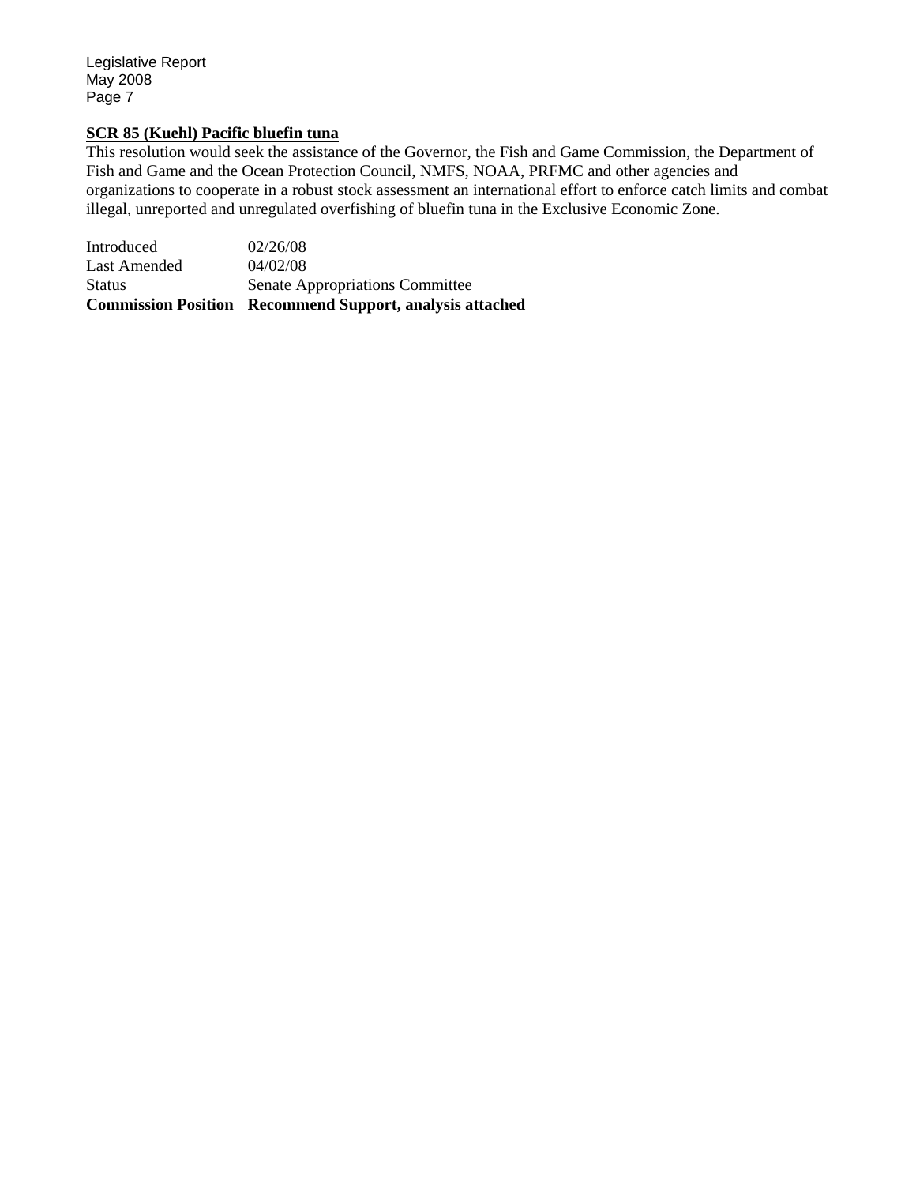**<u>SCR 85 (Kuehl) Pacific bluefin tuna</u>**

This resolution would seek the assistance of the Governor, the Fish and Game Commission, the Department of Fish and Game and the Ocean Protection Council, NMFS, NOAA, PRFMC and other agencies and organizations to cooperate in a robust stock assessment an international effort to enforce catch limits and combat illegal, unreported and unregulated overfishing of bluefin tuna in the Exclusive Economic Zone.

| | |
|---|---|
| Introduced | 02/26/08 |
| Last Amended | 04/02/08 |
| Status | Senate Appropriations Committee |
| **Commission Position** | **Recommend Support, analysis attached** |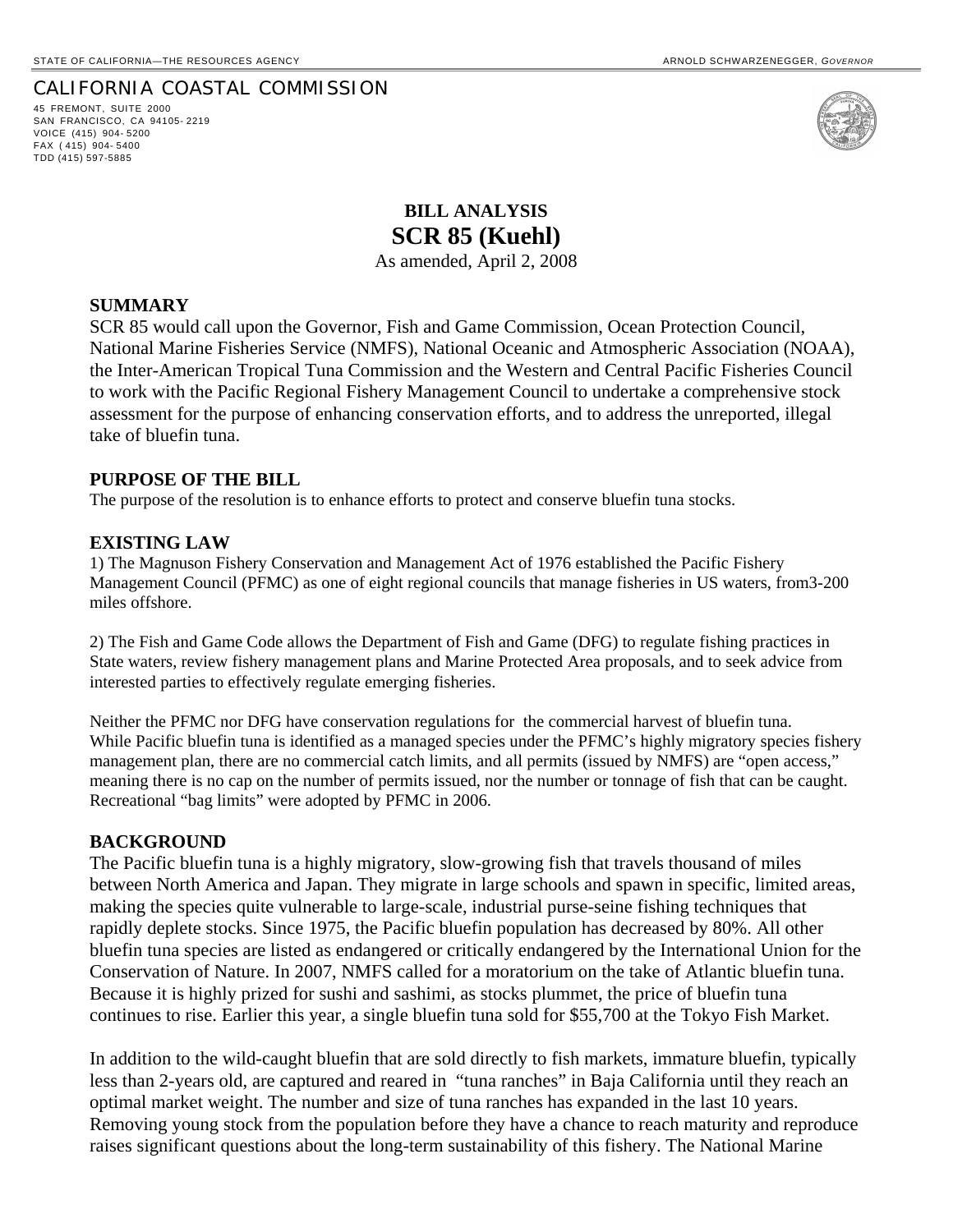STATE OF CALIFORNIA—THE RESOURCES AGENCY ARNOLD SCHWARZENEGGER, *GOVERNOR*

CALIFORNIA COASTAL COMMISSION

45 FREMONT, SUITE 2000
SAN FRANCISCO, CA 94105-2219
VOICE (415) 904-5200
FAX (415) 904-5400
TDD (415) 597-5885

# BILL ANALYSIS
# SCR 85 (Kuehl)

As amended, April 2, 2008

## SUMMARY

SCR 85 would call upon the Governor, Fish and Game Commission, Ocean Protection Council, National Marine Fisheries Service (NMFS), National Oceanic and Atmospheric Association (NOAA), the Inter-American Tropical Tuna Commission and the Western and Central Pacific Fisheries Council to work with the Pacific Regional Fishery Management Council to undertake a comprehensive stock assessment for the purpose of enhancing conservation efforts, and to address the unreported, illegal take of bluefin tuna.

## PURPOSE OF THE BILL

The purpose of the resolution is to enhance efforts to protect and conserve bluefin tuna stocks.

## EXISTING LAW

1) The Magnuson Fishery Conservation and Management Act of 1976 established the Pacific Fishery Management Council (PFMC) as one of eight regional councils that manage fisheries in US waters, from3-200 miles offshore.

2) The Fish and Game Code allows the Department of Fish and Game (DFG) to regulate fishing practices in State waters, review fishery management plans and Marine Protected Area proposals, and to seek advice from interested parties to effectively regulate emerging fisheries.

Neither the PFMC nor DFG have conservation regulations for the commercial harvest of bluefin tuna. While Pacific bluefin tuna is identified as a managed species under the PFMC's highly migratory species fishery management plan, there are no commercial catch limits, and all permits (issued by NMFS) are "open access," meaning there is no cap on the number of permits issued, nor the number or tonnage of fish that can be caught. Recreational "bag limits" were adopted by PFMC in 2006.

## BACKGROUND

The Pacific bluefin tuna is a highly migratory, slow-growing fish that travels thousand of miles between North America and Japan. They migrate in large schools and spawn in specific, limited areas, making the species quite vulnerable to large-scale, industrial purse-seine fishing techniques that rapidly deplete stocks. Since 1975, the Pacific bluefin population has decreased by 80%. All other bluefin tuna species are listed as endangered or critically endangered by the International Union for the Conservation of Nature. In 2007, NMFS called for a moratorium on the take of Atlantic bluefin tuna. Because it is highly prized for sushi and sashimi, as stocks plummet, the price of bluefin tuna continues to rise. Earlier this year, a single bluefin tuna sold for $55,700 at the Tokyo Fish Market.

In addition to the wild-caught bluefin that are sold directly to fish markets, immature bluefin, typically less than 2-years old, are captured and reared in "tuna ranches" in Baja California until they reach an optimal market weight. The number and size of tuna ranches has expanded in the last 10 years. Removing young stock from the population before they have a chance to reach maturity and reproduce raises significant questions about the long-term sustainability of this fishery. The National Marine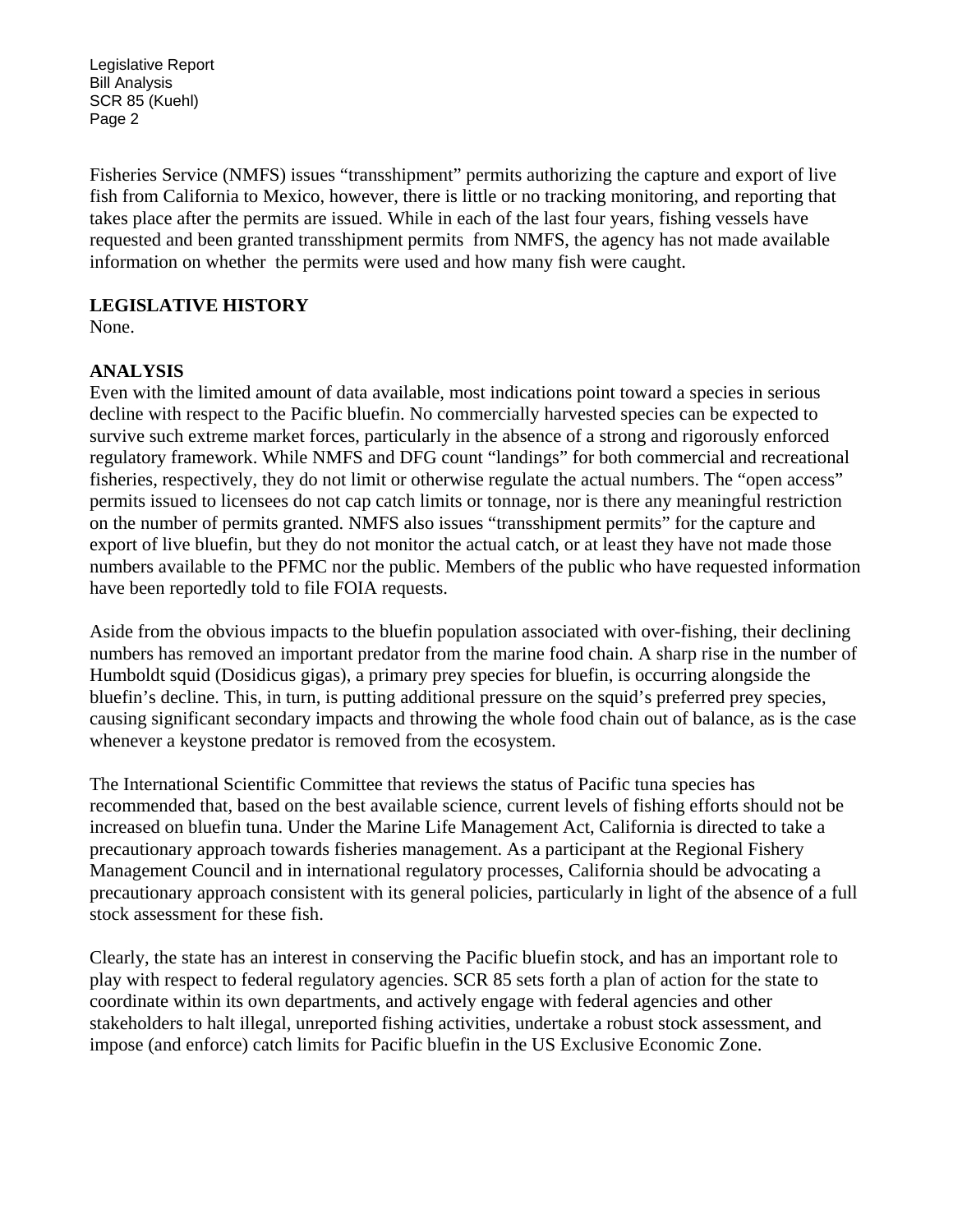Fisheries Service (NMFS) issues "transshipment" permits authorizing the capture and export of live fish from California to Mexico, however, there is little or no tracking monitoring, and reporting that takes place after the permits are issued. While in each of the last four years, fishing vessels have requested and been granted transshipment permits from NMFS, the agency has not made available information on whether the permits were used and how many fish were caught.

**LEGISLATIVE HISTORY**

None.

**ANALYSIS**

Even with the limited amount of data available, most indications point toward a species in serious decline with respect to the Pacific bluefin. No commercially harvested species can be expected to survive such extreme market forces, particularly in the absence of a strong and rigorously enforced regulatory framework. While NMFS and DFG count "landings" for both commercial and recreational fisheries, respectively, they do not limit or otherwise regulate the actual numbers. The "open access" permits issued to licensees do not cap catch limits or tonnage, nor is there any meaningful restriction on the number of permits granted. NMFS also issues "transshipment permits" for the capture and export of live bluefin, but they do not monitor the actual catch, or at least they have not made those numbers available to the PFMC nor the public. Members of the public who have requested information have been reportedly told to file FOIA requests.

Aside from the obvious impacts to the bluefin population associated with over-fishing, their declining numbers has removed an important predator from the marine food chain. A sharp rise in the number of Humboldt squid (Dosidicus gigas), a primary prey species for bluefin, is occurring alongside the bluefin's decline. This, in turn, is putting additional pressure on the squid's preferred prey species, causing significant secondary impacts and throwing the whole food chain out of balance, as is the case whenever a keystone predator is removed from the ecosystem.

The International Scientific Committee that reviews the status of Pacific tuna species has recommended that, based on the best available science, current levels of fishing efforts should not be increased on bluefin tuna. Under the Marine Life Management Act, California is directed to take a precautionary approach towards fisheries management. As a participant at the Regional Fishery Management Council and in international regulatory processes, California should be advocating a precautionary approach consistent with its general policies, particularly in light of the absence of a full stock assessment for these fish.

Clearly, the state has an interest in conserving the Pacific bluefin stock, and has an important role to play with respect to federal regulatory agencies. SCR 85 sets forth a plan of action for the state to coordinate within its own departments, and actively engage with federal agencies and other stakeholders to halt illegal, unreported fishing activities, undertake a robust stock assessment, and impose (and enforce) catch limits for Pacific bluefin in the US Exclusive Economic Zone.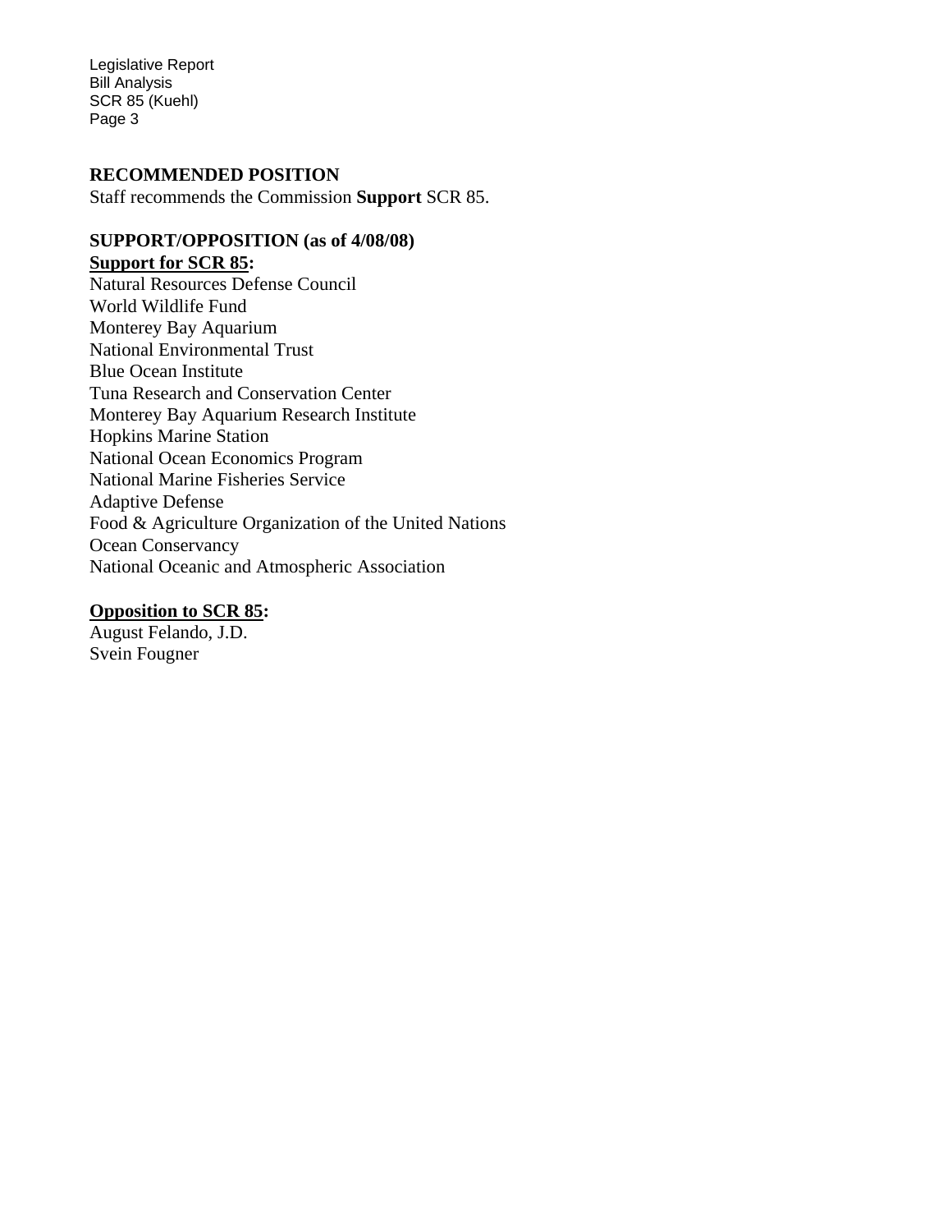## RECOMMENDED POSITION

Staff recommends the Commission **Support** SCR 85.

## SUPPORT/OPPOSITION (as of 4/08/08)

**Support for SCR 85:**

Natural Resources Defense Council
World Wildlife Fund
Monterey Bay Aquarium
National Environmental Trust
Blue Ocean Institute
Tuna Research and Conservation Center
Monterey Bay Aquarium Research Institute
Hopkins Marine Station
National Ocean Economics Program
National Marine Fisheries Service
Adaptive Defense
Food & Agriculture Organization of the United Nations
Ocean Conservancy
National Oceanic and Atmospheric Association

**Opposition to SCR 85:**

August Felando, J.D.
Svein Fougner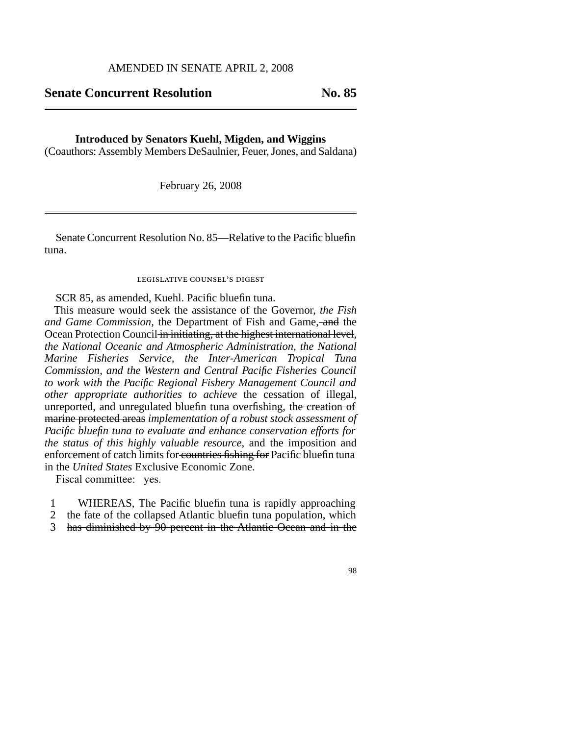AMENDED IN SENATE APRIL 2, 2008

## Senate Concurrent Resolution No. 85

**Introduced by Senators Kuehl, Migden, and Wiggins**
(Coauthors: Assembly Members DeSaulnier, Feuer, Jones, and Saldana)

February 26, 2008

Senate Concurrent Resolution No. 85—Relative to the Pacific bluefin tuna.

LEGISLATIVE COUNSEL'S DIGEST

SCR 85, as amended, Kuehl. Pacific bluefin tuna.

This measure would seek the assistance of the Governor, *the Fish and Game Commission,* the Department of Fish and Game, ~~and~~ the Ocean Protection Council ~~in initiating, at the highest international level~~, *the National Oceanic and Atmospheric Administration, the National Marine Fisheries Service, the Inter-American Tropical Tuna Commission, and the Western and Central Pacific Fisheries Council to work with the Pacific Regional Fishery Management Council and other appropriate authorities to achieve* the cessation of illegal, unreported, and unregulated bluefin tuna overfishing, the ~~creation of marine protected areas~~ *implementation of a robust stock assessment of Pacific bluefin tuna to evaluate and enhance conservation efforts for the status of this highly valuable resource*, and the imposition and enforcement of catch limits for ~~countries fishing for~~ Pacific bluefin tuna in the *United States* Exclusive Economic Zone.

Fiscal committee: yes.

1 WHEREAS, The Pacific bluefin tuna is rapidly approaching
2 the fate of the collapsed Atlantic bluefin tuna population, which
3 ~~has diminished by 90 percent in the Atlantic Ocean and in the~~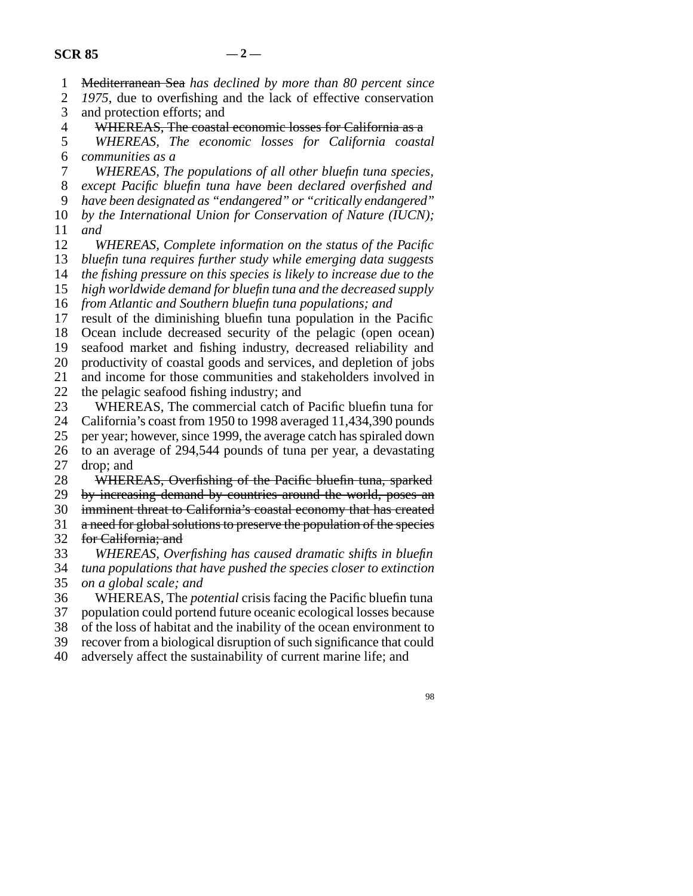~~Mediterranean Sea~~ *has declined by more than 80 percent since 1975*, due to overfishing and the lack of effective conservation and protection efforts; and

~~WHEREAS, The coastal economic losses for California as a~~

*WHEREAS, The economic losses for California coastal communities as a*

*WHEREAS, The populations of all other bluefin tuna species, except Pacific bluefin tuna have been declared overfished and have been designated as "endangered" or "critically endangered" by the International Union for Conservation of Nature (IUCN); and*

*WHEREAS, Complete information on the status of the Pacific bluefin tuna requires further study while emerging data suggests the fishing pressure on this species is likely to increase due to the high worldwide demand for bluefin tuna and the decreased supply from Atlantic and Southern bluefin tuna populations; and*

result of the diminishing bluefin tuna population in the Pacific Ocean include decreased security of the pelagic (open ocean) seafood market and fishing industry, decreased reliability and productivity of coastal goods and services, and depletion of jobs and income for those communities and stakeholders involved in the pelagic seafood fishing industry; and

WHEREAS, The commercial catch of Pacific bluefin tuna for California's coast from 1950 to 1998 averaged 11,434,390 pounds per year; however, since 1999, the average catch has spiraled down to an average of 294,544 pounds of tuna per year, a devastating drop; and

~~WHEREAS, Overfishing of the Pacific bluefin tuna, sparked by increasing demand by countries around the world, poses an imminent threat to California's coastal economy that has created a need for global solutions to preserve the population of the species for California; and~~

*WHEREAS, Overfishing has caused dramatic shifts in bluefin tuna populations that have pushed the species closer to extinction on a global scale; and*

WHEREAS, The *potential* crisis facing the Pacific bluefin tuna population could portend future oceanic ecological losses because of the loss of habitat and the inability of the ocean environment to recover from a biological disruption of such significance that could adversely affect the sustainability of current marine life; and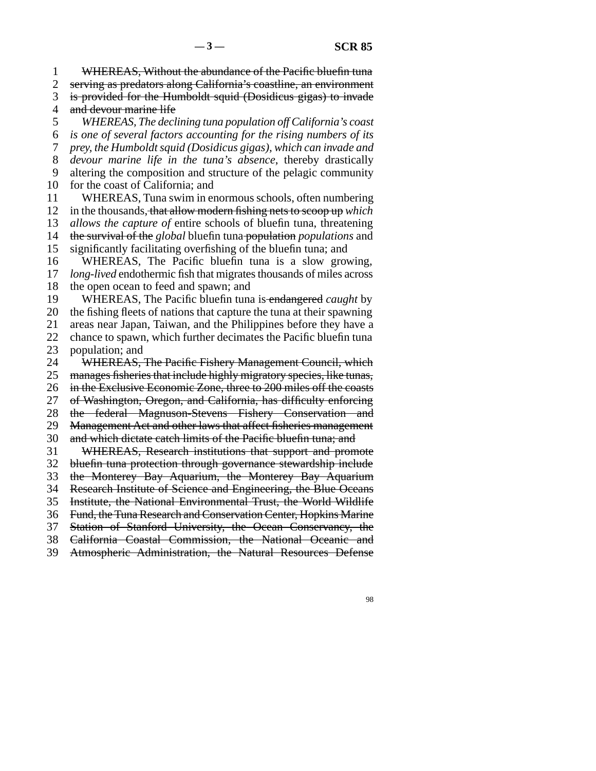~~WHEREAS, Without the abundance of the Pacific bluefin tuna serving as predators along California's coastline, an environment is provided for the Humboldt squid (Dosidicus gigas) to invade and devour marine life~~

*WHEREAS, The declining tuna population off California's coast is one of several factors accounting for the rising numbers of its prey, the Humboldt squid (Dosidicus gigas), which can invade and devour marine life in the tuna's absence*, thereby drastically altering the composition and structure of the pelagic community for the coast of California; and

WHEREAS, Tuna swim in enormous schools, often numbering in the thousands~~, that allow modern fishing nets to scoop up~~ *which allows the capture of* entire schools of bluefin tuna, threatening ~~the survival of the~~ *global* bluefin tuna ~~population~~ *populations* and significantly facilitating overfishing of the bluefin tuna; and

WHEREAS, The Pacific bluefin tuna is a slow growing, *long-lived* endothermic fish that migrates thousands of miles across the open ocean to feed and spawn; and

WHEREAS, The Pacific bluefin tuna is ~~endangered~~ *caught* by the fishing fleets of nations that capture the tuna at their spawning areas near Japan, Taiwan, and the Philippines before they have a chance to spawn, which further decimates the Pacific bluefin tuna population; and

~~WHEREAS, The Pacific Fishery Management Council, which manages fisheries that include highly migratory species, like tunas, in the Exclusive Economic Zone, three to 200 miles off the coasts of Washington, Oregon, and California, has difficulty enforcing the federal Magnuson-Stevens Fishery Conservation and Management Act and other laws that affect fisheries management and which dictate catch limits of the Pacific bluefin tuna; and~~

~~WHEREAS, Research institutions that support and promote bluefin tuna protection through governance stewardship include the Monterey Bay Aquarium, the Monterey Bay Aquarium Research Institute of Science and Engineering, the Blue Oceans Institute, the National Environmental Trust, the World Wildlife Fund, the Tuna Research and Conservation Center, Hopkins Marine Station of Stanford University, the Ocean Conservancy, the California Coastal Commission, the National Oceanic and Atmospheric Administration, the Natural Resources Defense~~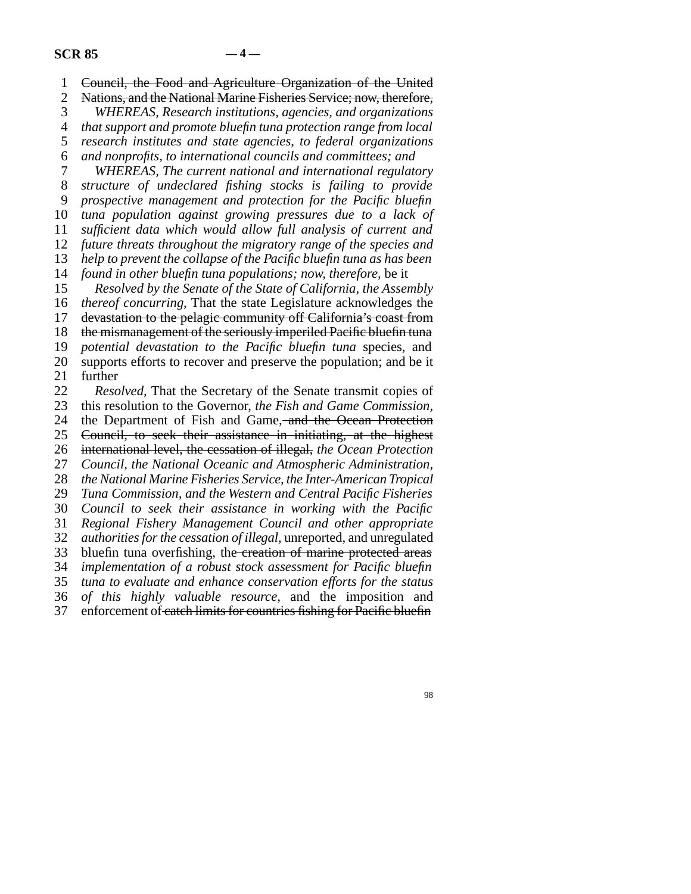~~Council, the Food and Agriculture Organization of the United Nations, and the National Marine Fisheries Service; now, therefore,~~

*WHEREAS, Research institutions, agencies, and organizations that support and promote bluefin tuna protection range from local research institutes and state agencies, to federal organizations and nonprofits, to international councils and committees; and*

*WHEREAS, The current national and international regulatory structure of undeclared fishing stocks is failing to provide prospective management and protection for the Pacific bluefin tuna population against growing pressures due to a lack of sufficient data which would allow full analysis of current and future threats throughout the migratory range of the species and help to prevent the collapse of the Pacific bluefin tuna as has been found in other bluefin tuna populations; now, therefore,* be it

*Resolved by the Senate of the State of California, the Assembly thereof concurring,* That the state Legislature acknowledges the ~~devastation to the pelagic community off California's coast from the mismanagement of the seriously imperiled Pacific bluefin tuna~~ *potential devastation to the Pacific bluefin tuna* species, and supports efforts to recover and preserve the population; and be it further

*Resolved,* That the Secretary of the Senate transmit copies of this resolution to the Governor, *the Fish and Game Commission,* the Department of Fish and Game, ~~and the Ocean Protection Council, to seek their assistance in initiating, at the highest international level, the cessation of illegal,~~ *the Ocean Protection Council, the National Oceanic and Atmospheric Administration, the National Marine Fisheries Service, the Inter-American Tropical Tuna Commission, and the Western and Central Pacific Fisheries Council to seek their assistance in working with the Pacific Regional Fishery Management Council and other appropriate authorities for the cessation of illegal,* unreported, and unregulated bluefin tuna overfishing, the ~~creation of marine protected areas~~ *implementation of a robust stock assessment for Pacific bluefin tuna to evaluate and enhance conservation efforts for the status of this highly valuable resource,* and the imposition and enforcement of ~~catch limits for countries fishing for Pacific bluefin~~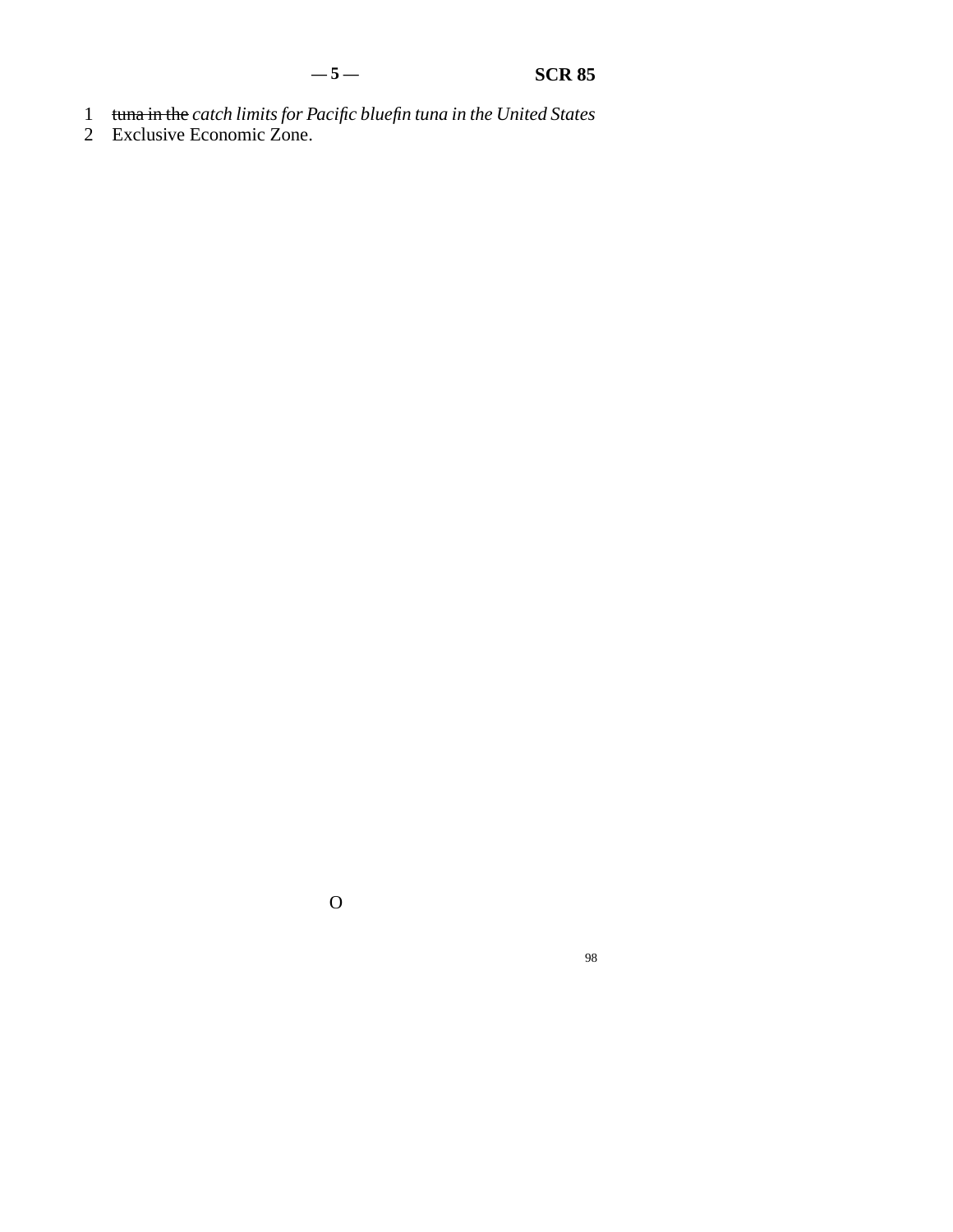~~tuna in the~~ *catch limits for Pacific bluefin tuna in the United States* Exclusive Economic Zone.

O